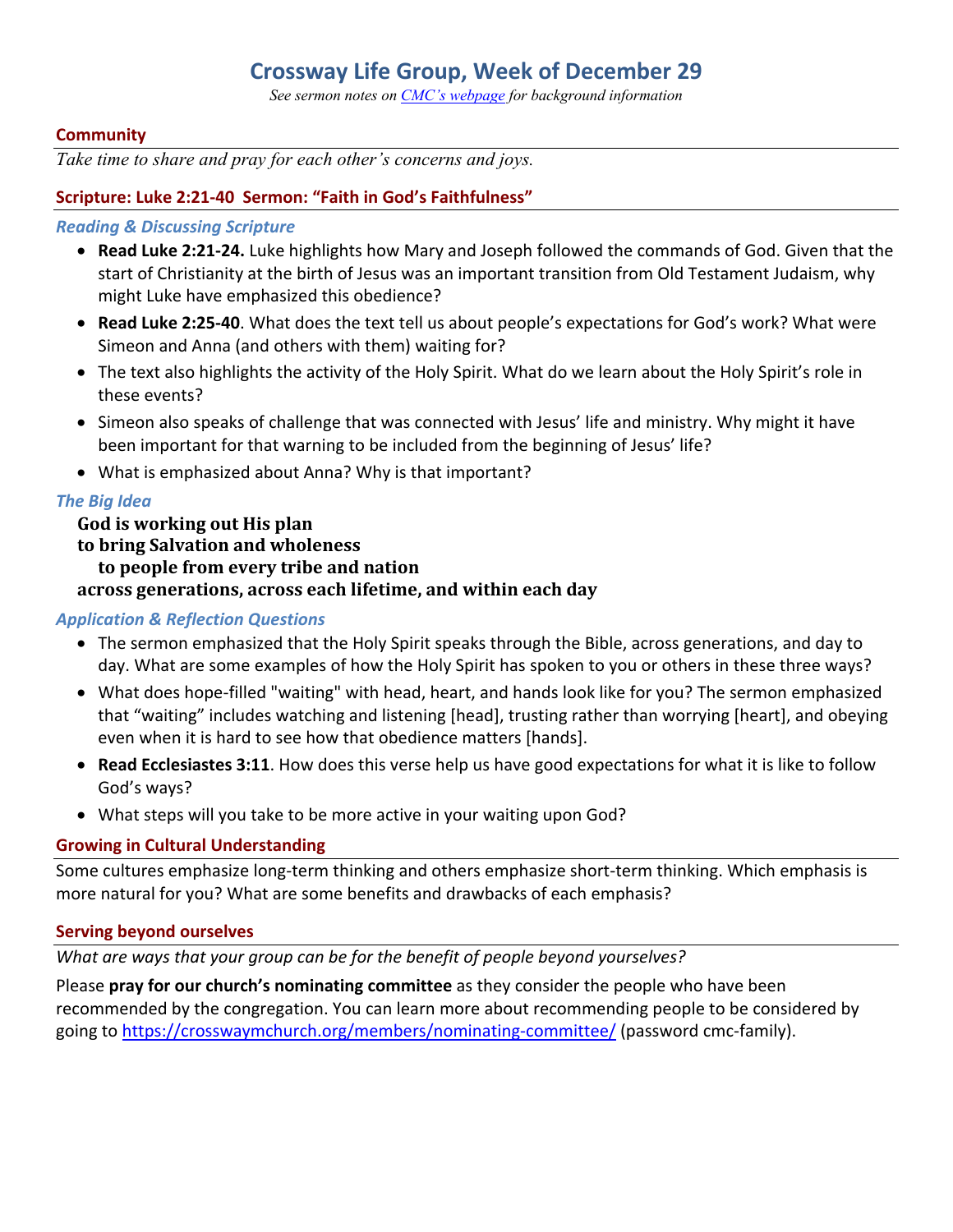# Crossway Life Group, Week of December 29

*See sermon notes on [CMC's webpage](#) for background information*

## Community

*Take time to share and pray for each other's concerns and joys.*

## Scripture: Luke 2:21-40  Sermon: "Faith in God's Faithfulness"

### *Reading & Discussing Scripture*

- **Read Luke 2:21-24.** Luke highlights how Mary and Joseph followed the commands of God. Given that the start of Christianity at the birth of Jesus was an important transition from Old Testament Judaism, why might Luke have emphasized this obedience?
- **Read Luke 2:25-40**. What does the text tell us about people's expectations for God's work? What were Simeon and Anna (and others with them) waiting for?
- The text also highlights the activity of the Holy Spirit. What do we learn about the Holy Spirit's role in these events?
- Simeon also speaks of challenge that was connected with Jesus' life and ministry. Why might it have been important for that warning to be included from the beginning of Jesus' life?
- What is emphasized about Anna? Why is that important?

### *The Big Idea*

**God is working out His plan**
**to bring Salvation and wholeness**
**to people from every tribe and nation**
**across generations, across each lifetime, and within each day**

### *Application & Reflection Questions*

- The sermon emphasized that the Holy Spirit speaks through the Bible, across generations, and day to day. What are some examples of how the Holy Spirit has spoken to you or others in these three ways?
- What does hope-filled "waiting" with head, heart, and hands look like for you? The sermon emphasized that "waiting" includes watching and listening [head], trusting rather than worrying [heart], and obeying even when it is hard to see how that obedience matters [hands].
- **Read Ecclesiastes 3:11**. How does this verse help us have good expectations for what it is like to follow God's ways?
- What steps will you take to be more active in your waiting upon God?

## Growing in Cultural Understanding

Some cultures emphasize long-term thinking and others emphasize short-term thinking. Which emphasis is more natural for you? What are some benefits and drawbacks of each emphasis?

## Serving beyond ourselves

*What are ways that your group can be for the benefit of people beyond yourselves?*

Please **pray for our church's nominating committee** as they consider the people who have been recommended by the congregation. You can learn more about recommending people to be considered by going to https://crosswaymchurch.org/members/nominating-committee/ (password cmc-family).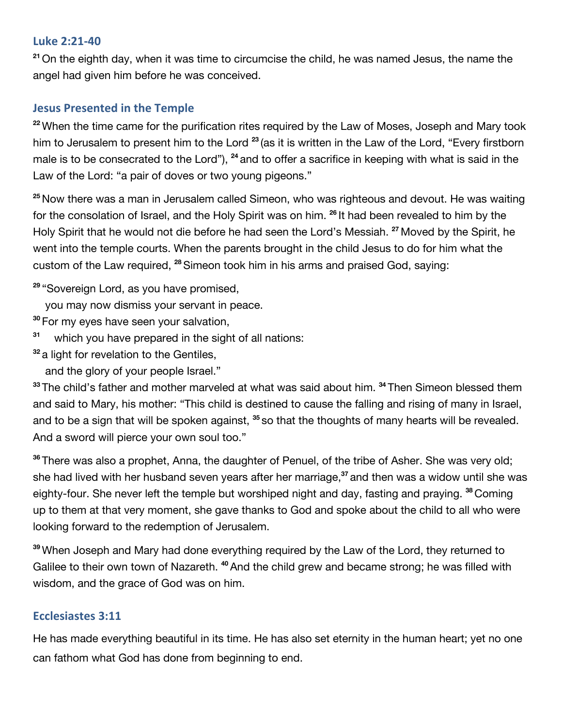## Luke 2:21-40

[21] On the eighth day, when it was time to circumcise the child, he was named Jesus, the name the angel had given him before he was conceived.

## Jesus Presented in the Temple

[22] When the time came for the purification rites required by the Law of Moses, Joseph and Mary took him to Jerusalem to present him to the Lord [23] (as it is written in the Law of the Lord, "Every firstborn male is to be consecrated to the Lord"), [24] and to offer a sacrifice in keeping with what is said in the Law of the Lord: "a pair of doves or two young pigeons."

[25] Now there was a man in Jerusalem called Simeon, who was righteous and devout. He was waiting for the consolation of Israel, and the Holy Spirit was on him. [26] It had been revealed to him by the Holy Spirit that he would not die before he had seen the Lord's Messiah. [27] Moved by the Spirit, he went into the temple courts. When the parents brought in the child Jesus to do for him what the custom of the Law required, [28] Simeon took him in his arms and praised God, saying:

[29] "Sovereign Lord, as you have promised,
you may now dismiss your servant in peace.
[30] For my eyes have seen your salvation,
[31] which you have prepared in the sight of all nations:
[32] a light for revelation to the Gentiles,
and the glory of your people Israel."

[33] The child's father and mother marveled at what was said about him. [34] Then Simeon blessed them and said to Mary, his mother: "This child is destined to cause the falling and rising of many in Israel, and to be a sign that will be spoken against, [35] so that the thoughts of many hearts will be revealed. And a sword will pierce your own soul too."

[36] There was also a prophet, Anna, the daughter of Penuel, of the tribe of Asher. She was very old; she had lived with her husband seven years after her marriage,[37] and then was a widow until she was eighty-four. She never left the temple but worshiped night and day, fasting and praying. [38] Coming up to them at that very moment, she gave thanks to God and spoke about the child to all who were looking forward to the redemption of Jerusalem.

[39] When Joseph and Mary had done everything required by the Law of the Lord, they returned to Galilee to their own town of Nazareth. [40] And the child grew and became strong; he was filled with wisdom, and the grace of God was on him.

## Ecclesiastes 3:11

He has made everything beautiful in its time. He has also set eternity in the human heart; yet no one can fathom what God has done from beginning to end.